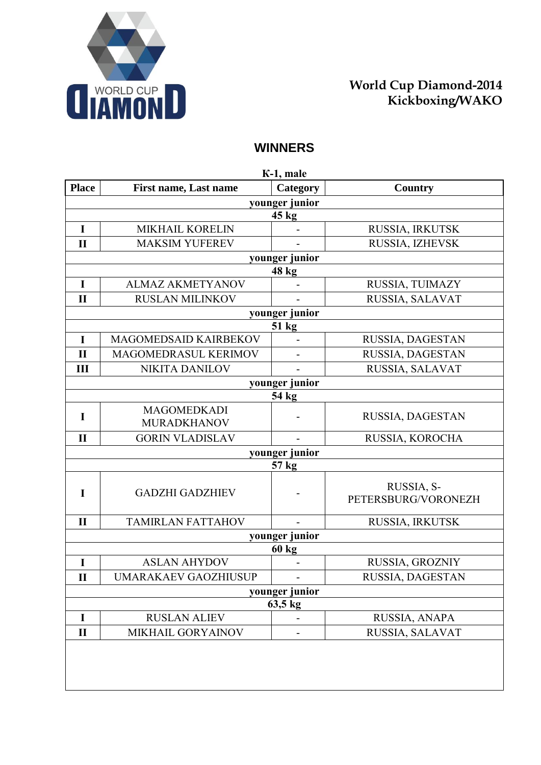WORLD CUP DIAMOND

World Cup Diamond-2014
Kickboxing/WAKO

## WINNERS

К-1, male

| Place | First name, Last name | Category | Country |
|---|---|---|---|
| younger junior | | | |
| 45 kg | | | |
| I | MIKHAIL KORELIN | - | RUSSIA, IRKUTSK |
| II | MAKSIM YUFEREV | - | RUSSIA, IZHEVSK |
| younger junior | | | |
| 48 kg | | | |
| I | ALMAZ AKMETYANOV | - | RUSSIA, TUIMAZY |
| II | RUSLAN MILINKOV | - | RUSSIA, SALAVAT |
| younger junior | | | |
| 51 kg | | | |
| I | MAGOMEDSAID KAIRBEKOV | - | RUSSIA, DAGESTAN |
| II | MAGOMEDRASUL KERIMOV | - | RUSSIA, DAGESTAN |
| III | NIKITA DANILOV | - | RUSSIA, SALAVAT |
| younger junior | | | |
| 54 kg | | | |
| I | MAGOMEDKADI MURADKHANOV | - | RUSSIA, DAGESTAN |
| II | GORIN VLADISLAV | - | RUSSIA, KOROCHA |
| younger junior | | | |
| 57 kg | | | |
| I | GADZHI GADZHIEV | - | RUSSIA, S-PETERSBURG/VORONEZH |
| II | TAMIRLAN FATTAHOV | - | RUSSIA, IRKUTSK |
| younger junior | | | |
| 60 kg | | | |
| I | ASLAN AHYDOV | - | RUSSIA, GROZNIY |
| II | UMARAKAEV GAOZHIUSUP | - | RUSSIA, DAGESTAN |
| younger junior | | | |
| 63,5 kg | | | |
| I | RUSLAN ALIEV | - | RUSSIA, ANAPA |
| II | MIKHAIL GORYAINOV | - | RUSSIA, SALAVAT |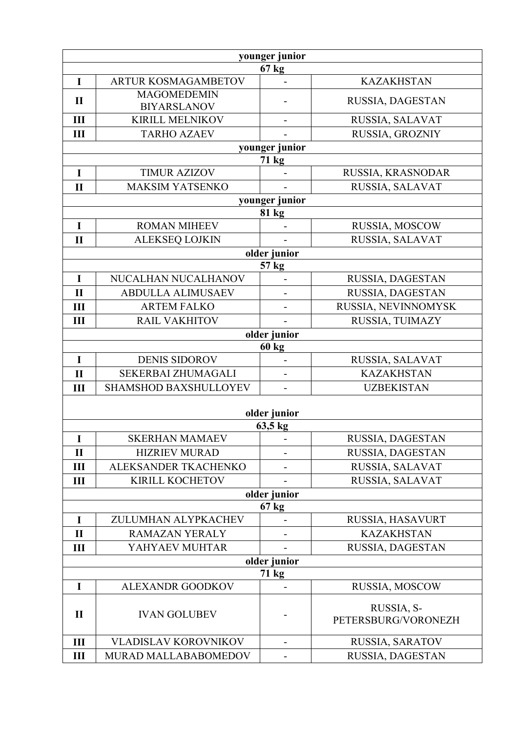| younger junior | | | |
|---|---|---|---|
| 67 kg | | | |
| I | ARTUR KOSMAGAMBETOV | - | KAZAKHSTAN |
| II | MAGOMEDEMIN BIYARSLANOV | - | RUSSIA, DAGESTAN |
| III | KIRILL MELNIKOV | - | RUSSIA, SALAVAT |
| III | TARHO AZAEV | - | RUSSIA, GROZNIY |
| younger junior | | | |
| 71 kg | | | |
| I | TIMUR AZIZOV | - | RUSSIA, KRASNODAR |
| II | MAKSIM YATSENKO | - | RUSSIA, SALAVAT |
| younger junior | | | |
| 81 kg | | | |
| I | ROMAN MIHEEV | - | RUSSIA, MOSCOW |
| II | ALEKSEQ LOJKIN | - | RUSSIA, SALAVAT |
| older junior | | | |
| 57 kg | | | |
| I | NUCALHAN NUCALHANOV | - | RUSSIA, DAGESTAN |
| II | ABDULLA ALIMUSAEV | - | RUSSIA, DAGESTAN |
| III | ARTEM FALKO | - | RUSSIA, NEVINNOMYSK |
| III | RAIL VAKHITOV | - | RUSSIA, TUIMAZY |
| older junior | | | |
| 60 kg | | | |
| I | DENIS SIDOROV | - | RUSSIA, SALAVAT |
| II | SEKERBAI ZHUMAGALI | - | KAZAKHSTAN |
| III | SHAMSHOD BAXSHULLOYEV | - | UZBEKISTAN |
| older junior | | | |
| 63,5 kg | | | |
| I | SKERHAN MAMAEV | - | RUSSIA, DAGESTAN |
| II | HIZRIEV MURAD | - | RUSSIA, DAGESTAN |
| III | ALEKSANDER TKACHENKO | - | RUSSIA, SALAVAT |
| III | KIRILL KOCHETOV | - | RUSSIA, SALAVAT |
| older junior | | | |
| 67 kg | | | |
| I | ZULUMHAN ALYPKACHEV | - | RUSSIA, HASAVURT |
| II | RAMAZAN YERALY | - | KAZAKHSTAN |
| III | YAHYAEV MUHTAR | - | RUSSIA, DAGESTAN |
| older junior | | | |
| 71 kg | | | |
| I | ALEXANDR GOODKOV | - | RUSSIA, MOSCOW |
| II | IVAN GOLUBEV | - | RUSSIA, S-PETERSBURG/VORONEZH |
| III | VLADISLAV KOROVNIKOV | - | RUSSIA, SARATOV |
| III | MURAD MALLABABOMEDOV | - | RUSSIA, DAGESTAN |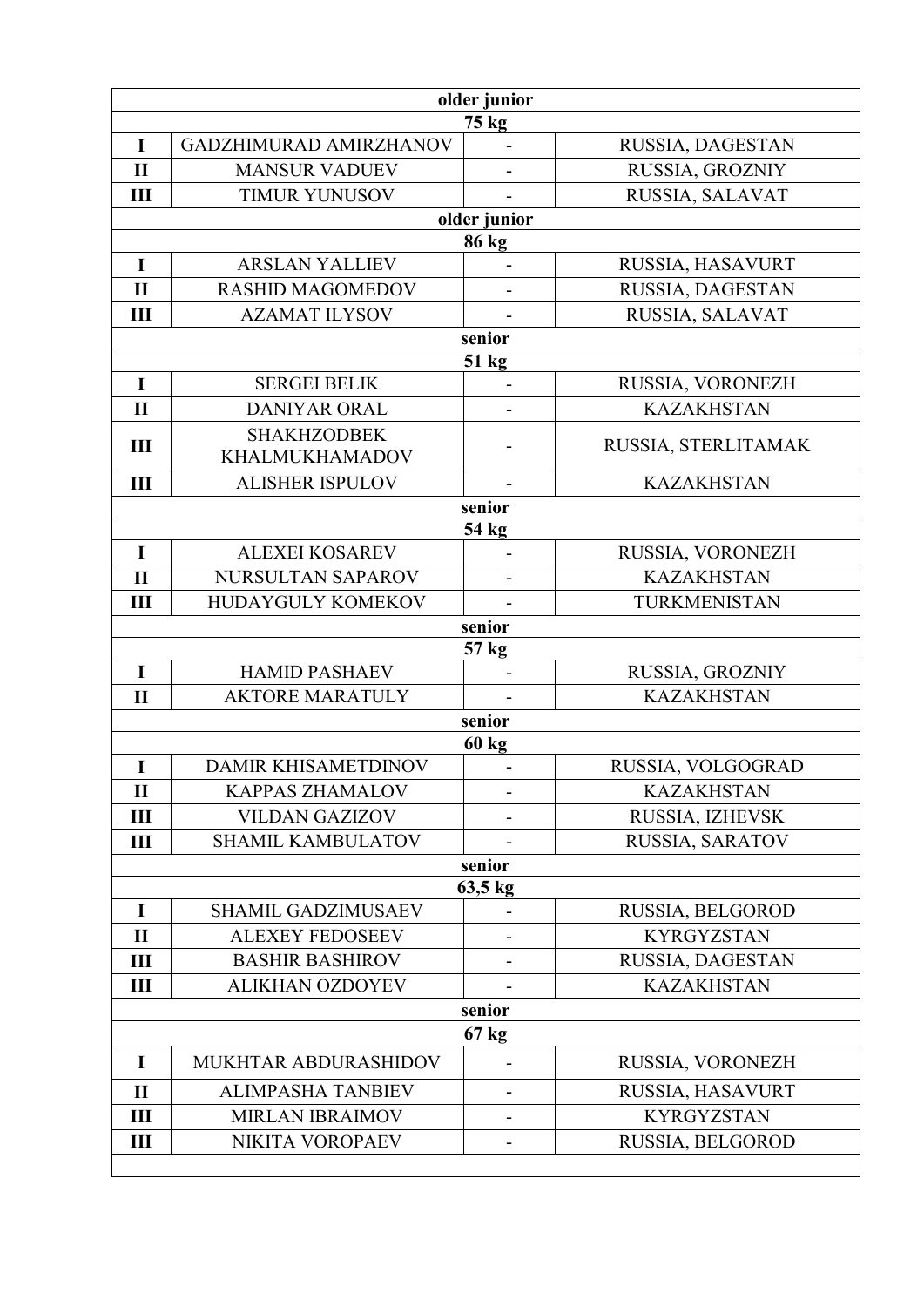| | | | |
|---|---|---|---|
| **older junior** | | | |
| **75 kg** | | | |
| **I** | GADZHIMURAD AMIRZHANOV | - | RUSSIA, DAGESTAN |
| **II** | MANSUR VADUEV | - | RUSSIA, GROZNIY |
| **III** | TIMUR YUNUSOV | - | RUSSIA, SALAVAT |
| **older junior** | | | |
| **86 kg** | | | |
| **I** | ARSLAN YALLIEV | - | RUSSIA, HASAVURT |
| **II** | RASHID MAGOMEDOV | - | RUSSIA, DAGESTAN |
| **III** | AZAMAT ILYSOV | - | RUSSIA, SALAVAT |
| **senior** | | | |
| **51 kg** | | | |
| **I** | SERGEI BELIK | - | RUSSIA, VORONEZH |
| **II** | DANIYAR ORAL | - | KAZAKHSTAN |
| **III** | SHAKHZODBEK KHALMUKHAMADOV | - | RUSSIA, STERLITAMAK |
| **III** | ALISHER ISPULOV | - | KAZAKHSTAN |
| **senior** | | | |
| **54 kg** | | | |
| **I** | ALEXEI KOSAREV | - | RUSSIA, VORONEZH |
| **II** | NURSULTAN SAPAROV | - | KAZAKHSTAN |
| **III** | HUDAYGULY KOMEKOV | - | TURKMENISTAN |
| **senior** | | | |
| **57 kg** | | | |
| **I** | HAMID PASHAEV | - | RUSSIA, GROZNIY |
| **II** | AKTORE MARATULY | - | KAZAKHSTAN |
| **senior** | | | |
| **60 kg** | | | |
| **I** | DAMIR KHISAMETDINOV | - | RUSSIA, VOLGOGRAD |
| **II** | KAPPAS ZHAMALOV | - | KAZAKHSTAN |
| **III** | VILDAN GAZIZOV | - | RUSSIA, IZHEVSK |
| **III** | SHAMIL KAMBULATOV | - | RUSSIA, SARATOV |
| **senior** | | | |
| **63,5 kg** | | | |
| **I** | SHAMIL GADZIMUSAEV | - | RUSSIA, BELGOROD |
| **II** | ALEXEY FEDOSEEV | - | KYRGYZSTAN |
| **III** | BASHIR BASHIROV | - | RUSSIA, DAGESTAN |
| **III** | ALIKHAN OZDOYEV | - | KAZAKHSTAN |
| **senior** | | | |
| **67 kg** | | | |
| **I** | MUKHTAR ABDURASHIDOV | - | RUSSIA, VORONEZH |
| **II** | ALIMPASHA TANBIEV | - | RUSSIA, HASAVURT |
| **III** | MIRLAN IBRAIMOV | - | KYRGYZSTAN |
| **III** | NIKITA VOROPAEV | - | RUSSIA, BELGOROD |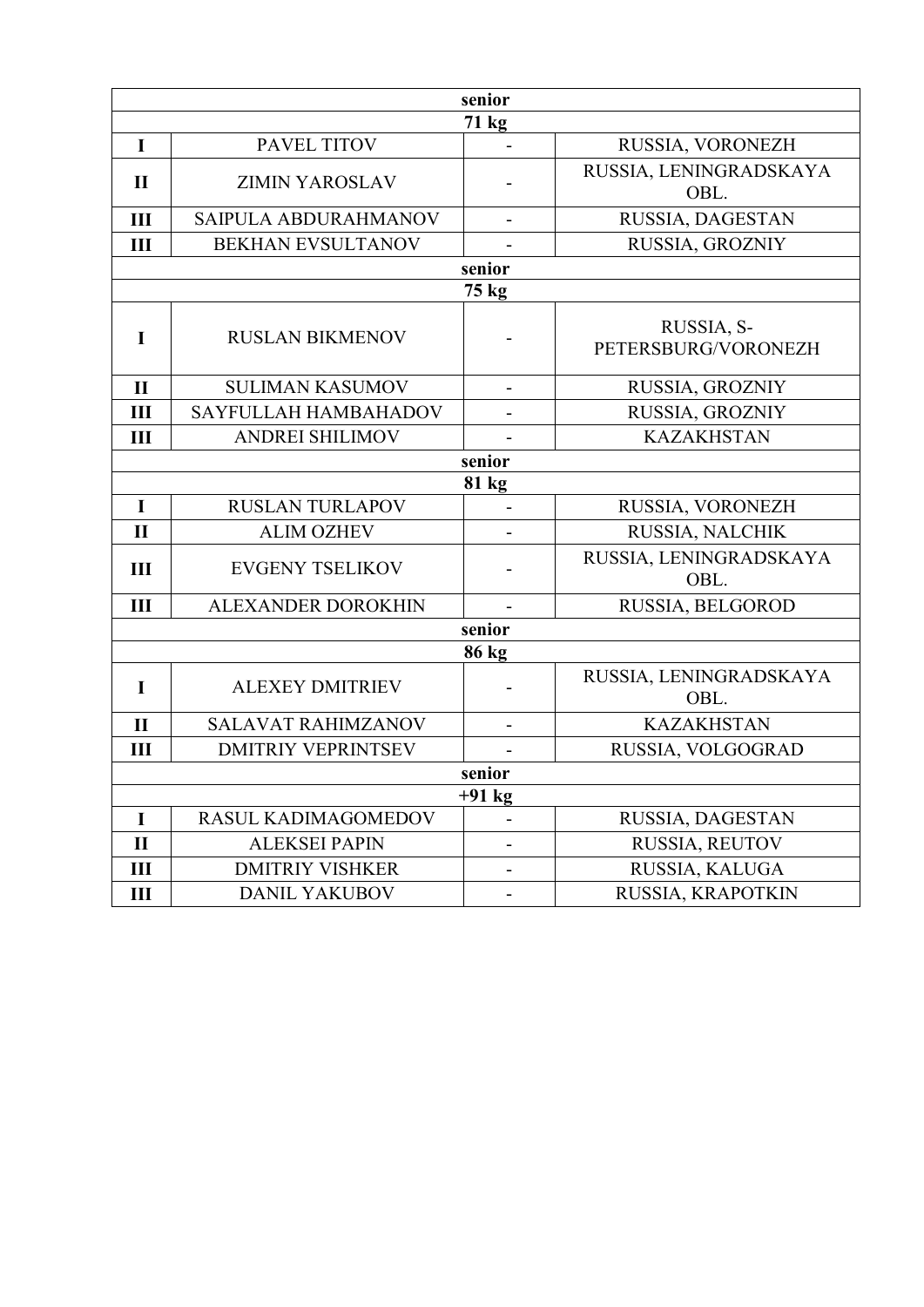| senior | | | |
|---|---|---|---|
| **71 kg** | | | |
| **I** | PAVEL TITOV | - | RUSSIA, VORONEZH |
| **II** | ZIMIN YAROSLAV | - | RUSSIA, LENINGRADSKAYA OBL. |
| **III** | SAIPULA ABDURAHMANOV | - | RUSSIA, DAGESTAN |
| **III** | BEKHAN EVSULTANOV | - | RUSSIA, GROZNIY |
| **senior** | | | |
| **75 kg** | | | |
| **I** | RUSLAN BIKMENOV | - | RUSSIA, S-PETERSBURG/VORONEZH |
| **II** | SULIMAN KASUMOV | - | RUSSIA, GROZNIY |
| **III** | SAYFULLAH HAMBAHADOV | - | RUSSIA, GROZNIY |
| **III** | ANDREI SHILIMOV | - | KAZAKHSTAN |
| **senior** | | | |
| **81 kg** | | | |
| **I** | RUSLAN TURLAPOV | - | RUSSIA, VORONEZH |
| **II** | ALIM OZHEV | - | RUSSIA, NALCHIK |
| **III** | EVGENY TSELIKOV | - | RUSSIA, LENINGRADSKAYA OBL. |
| **III** | ALEXANDER DOROKHIN | - | RUSSIA, BELGOROD |
| **senior** | | | |
| **86 kg** | | | |
| **I** | ALEXEY DMITRIEV | - | RUSSIA, LENINGRADSKAYA OBL. |
| **II** | SALAVAT RAHIMZANOV | - | KAZAKHSTAN |
| **III** | DMITRIY VEPRINTSEV | - | RUSSIA, VOLGOGRAD |
| **senior** | | | |
| **+91 kg** | | | |
| **I** | RASUL KADIMAGOMEDOV | - | RUSSIA, DAGESTAN |
| **II** | ALEKSEI PAPIN | - | RUSSIA, REUTOV |
| **III** | DMITRIY VISHKER | - | RUSSIA, KALUGA |
| **III** | DANIL YAKUBOV | - | RUSSIA, KRAPOTKIN |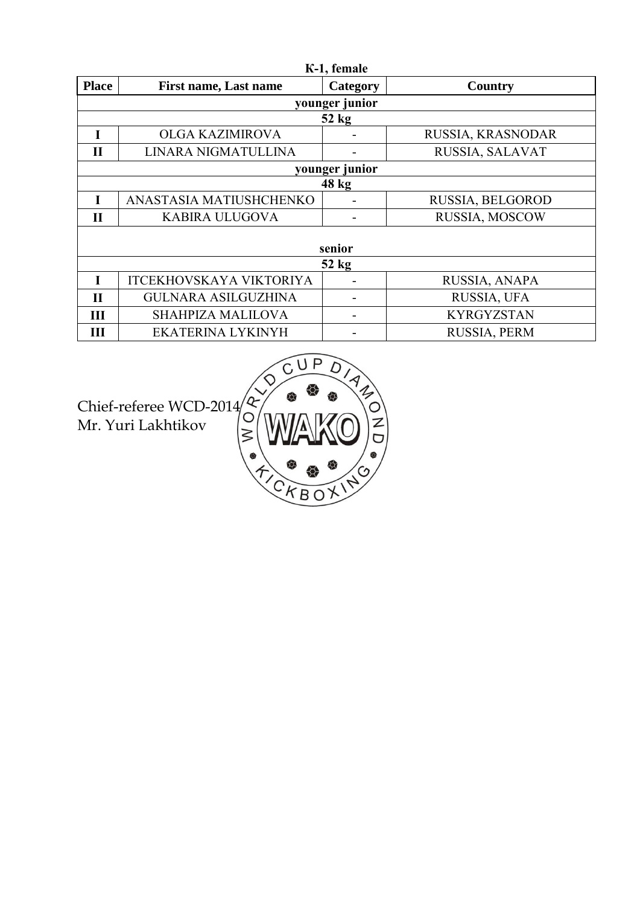**K-1, female**

| Place | First name, Last name | Category | Country |
|---|---|---|---|
| **younger junior** | | | |
| **52 kg** | | | |
| I | OLGA KAZIMIROVA | - | RUSSIA, KRASNODAR |
| II | LINARA NIGMATULLINA | - | RUSSIA, SALAVAT |
| **younger junior** | | | |
| **48 kg** | | | |
| I | ANASTASIA MATIUSHCHENKO | - | RUSSIA, BELGOROD |
| II | KABIRA ULUGOVA | - | RUSSIA, MOSCOW |
| **senior** | | | |
| **52 kg** | | | |
| I | ITCEKHOVSKAYA VIKTORIYA | - | RUSSIA, ANAPA |
| II | GULNARA ASILGUZHINA | - | RUSSIA, UFA |
| III | SHAHPIZA MALILOVA | - | KYRGYZSTAN |
| III | EKATERINA LYKINYH | - | RUSSIA, PERM |

Chief-referee WCD-2014
Mr. Yuri Lakhtikov

WORLD CUP DIAMOND
WAKO
KICKBOXING